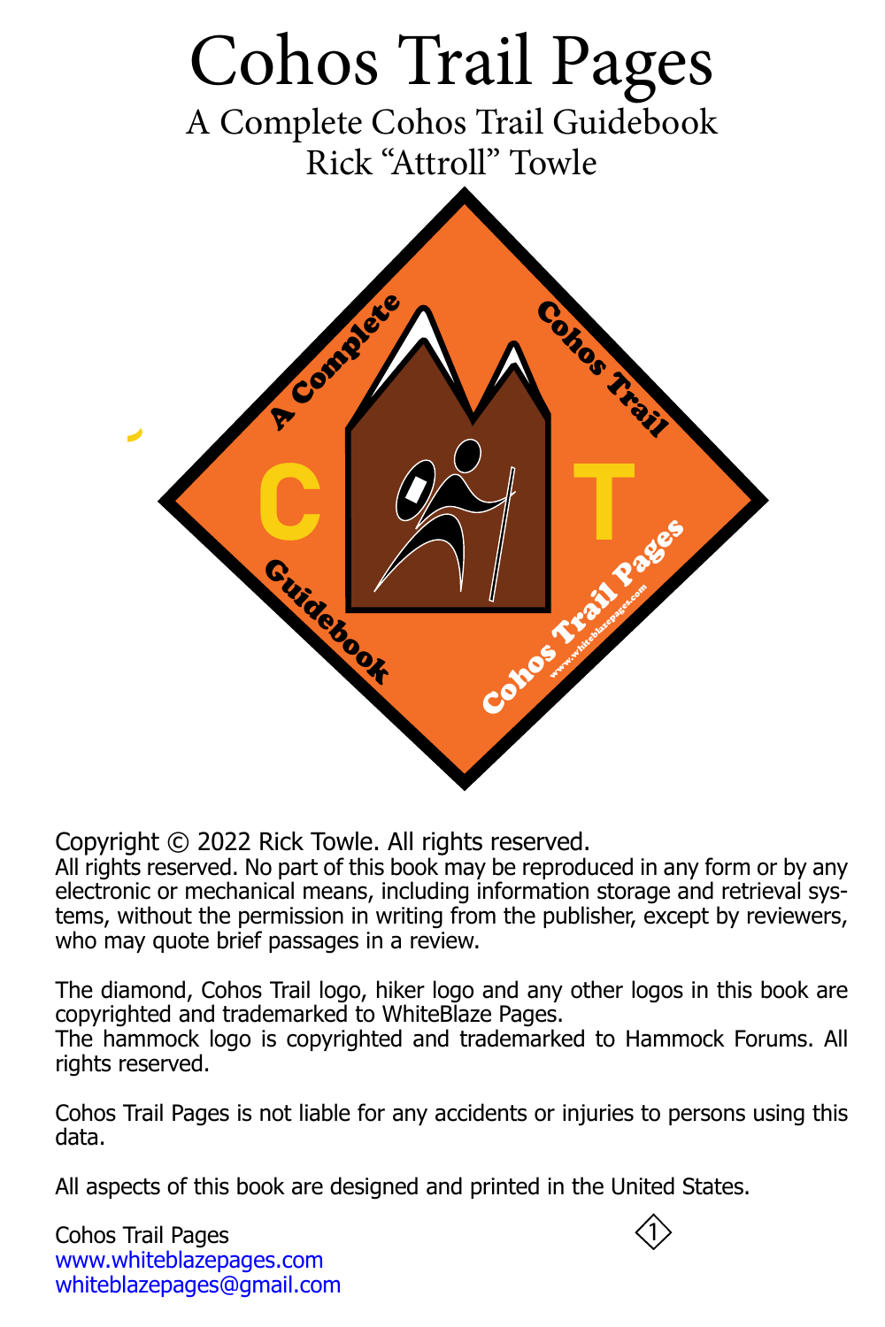# Cohos Trail Pages

## A Complete Cohos Trail Guidebook

### Rick "Attroll" Towle

Copyright © 2022 Rick Towle. All rights reserved.

All rights reserved. No part of this book may be reproduced in any form or by any electronic or mechanical means, including information storage and retrieval systems, without the permission in writing from the publisher, except by reviewers, who may quote brief passages in a review.

The diamond, Cohos Trail logo, hiker logo and any other logos in this book are copyrighted and trademarked to WhiteBlaze Pages.

The hammock logo is copyrighted and trademarked to Hammock Forums. All rights reserved.

Cohos Trail Pages is not liable for any accidents or injuries to persons using this data.

All aspects of this book are designed and printed in the United States.

Cohos Trail Pages
www.whiteblazepages.com
whiteblazepages@gmail.com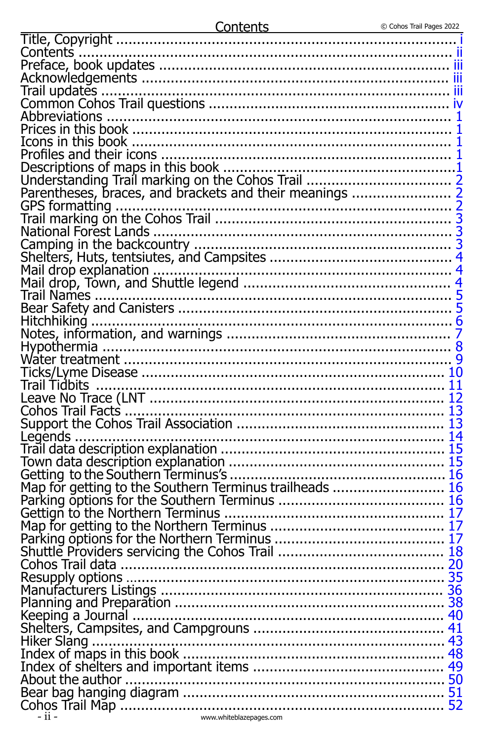# Contents

| Entry | Page |
| --- | --- |
| Title, Copyright | i |
| Contents | ii |
| Preface, book updates | iii |
| Acknowledgements | iii |
| Trail updates | iii |
| Common Cohos Trail questions | iv |
| Abbreviations | 1 |
| Prices in this book | 1 |
| Icons in this book | 1 |
| Profiles and their icons | 1 |
| Descriptions of maps in this book | 1 |
| Understanding Trail marking on the Cohos Trail | 2 |
| Parentheses, braces, and brackets and their meanings | 2 |
| GPS formatting | 2 |
| Trail marking on the Cohos Trail | 3 |
| National Forest Lands | 3 |
| Camping in the backcountry | 3 |
| Shelters, Huts, tentsiutes, and Campsites | 4 |
| Mail drop explanation | 4 |
| Mail drop, Town, and Shuttle legend | 4 |
| Trail Names | 5 |
| Bear Safety and Canisters | 5 |
| Hitchhiking | 6 |
| Notes, information, and warnings | 7 |
| Hypothermia | 8 |
| Water treatment | 9 |
| Ticks/Lyme Disease | 10 |
| Trail Tidbits | 11 |
| Leave No Trace (LNT | 12 |
| Cohos Trail Facts | 13 |
| Support the Cohos Trail Association | 13 |
| Legends | 14 |
| Trail data description explanation | 15 |
| Town data description explanation | 15 |
| Getting to the Southern Terminus's | 16 |
| Map for getting to the Southern Terminus trailheads | 16 |
| Parking options for the Southern Terminus | 16 |
| Gettign to the Northern Terminus | 17 |
| Map for getting to the Northern Terminus | 17 |
| Parking options for the Northern Terminus | 17 |
| Shuttle Providers servicing the Cohos Trail | 18 |
| Cohos Trail data | 20 |
| Resupply options | 35 |
| Manufacturers Listings | 36 |
| Planning and Preparation | 38 |
| Keeping a Journal | 40 |
| Shelters, Campsites, and Campgrouns | 41 |
| Hiker Slang | 43 |
| Index of maps in this book | 48 |
| Index of shelters and important items | 49 |
| About the author | 50 |
| Bear bag hanging diagram | 51 |
| Cohos Trail Map | 52 |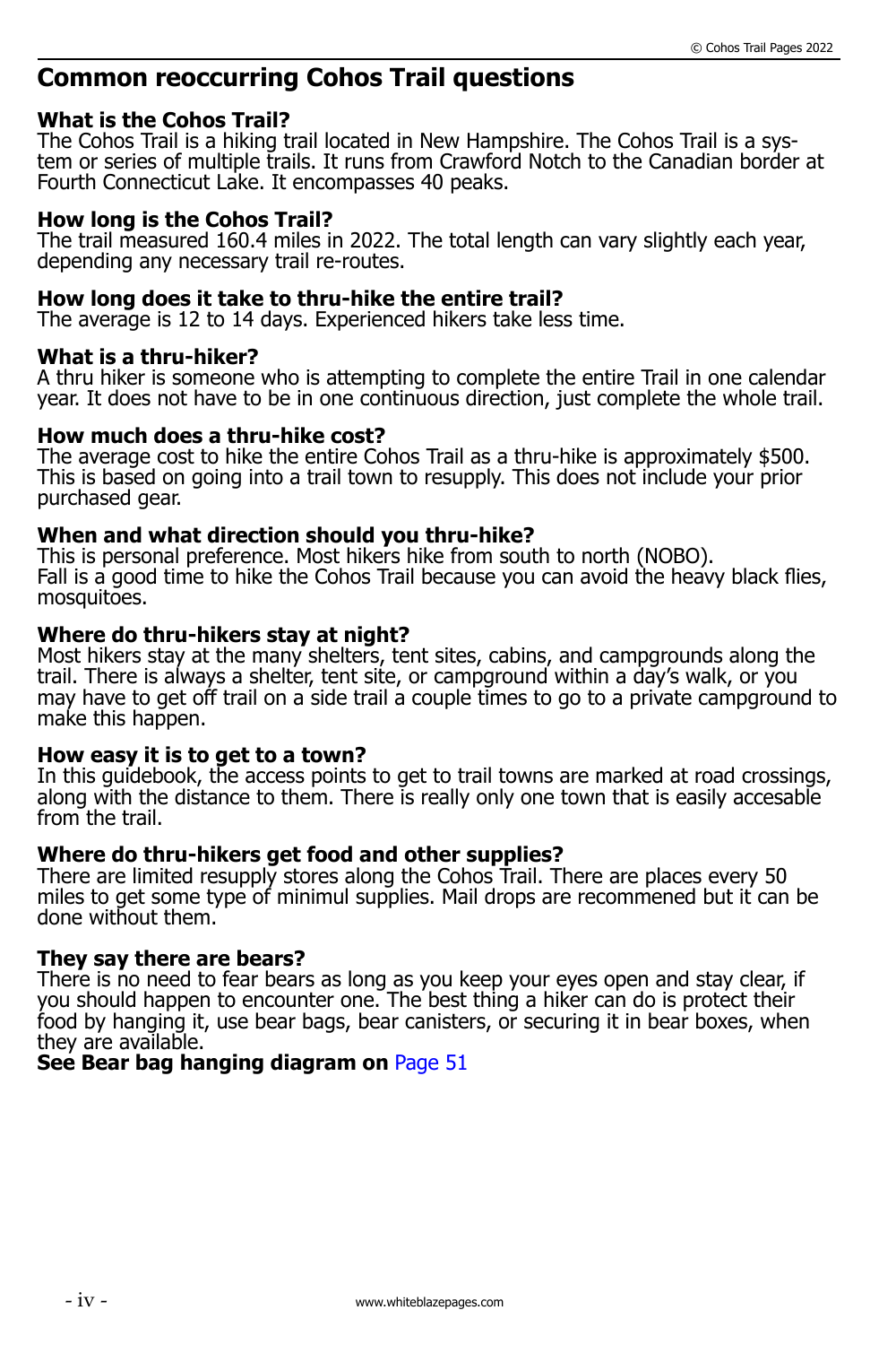# Common reoccurring Cohos Trail questions

**What is the Cohos Trail?**
The Cohos Trail is a hiking trail located in New Hampshire. The Cohos Trail is a system or series of multiple trails. It runs from Crawford Notch to the Canadian border at Fourth Connecticut Lake. It encompasses 40 peaks.

**How long is the Cohos Trail?**
The trail measured 160.4 miles in 2022. The total length can vary slightly each year, depending any necessary trail re-routes.

**How long does it take to thru-hike the entire trail?**
The average is 12 to 14 days. Experienced hikers take less time.

**What is a thru-hiker?**
A thru hiker is someone who is attempting to complete the entire Trail in one calendar year. It does not have to be in one continuous direction, just complete the whole trail.

**How much does a thru-hike cost?**
The average cost to hike the entire Cohos Trail as a thru-hike is approximately $500. This is based on going into a trail town to resupply. This does not include your prior purchased gear.

**When and what direction should you thru-hike?**
This is personal preference. Most hikers hike from south to north (NOBO).
Fall is a good time to hike the Cohos Trail because you can avoid the heavy black flies, mosquitoes.

**Where do thru-hikers stay at night?**
Most hikers stay at the many shelters, tent sites, cabins, and campgrounds along the trail. There is always a shelter, tent site, or campground within a day's walk, or you may have to get off trail on a side trail a couple times to go to a private campground to make this happen.

**How easy it is to get to a town?**
In this guidebook, the access points to get to trail towns are marked at road crossings, along with the distance to them. There is really only one town that is easily accesable from the trail.

**Where do thru-hikers get food and other supplies?**
There are limited resupply stores along the Cohos Trail. There are places every 50 miles to get some type of minimul supplies. Mail drops are recommened but it can be done without them.

**They say there are bears?**
There is no need to fear bears as long as you keep your eyes open and stay clear, if you should happen to encounter one. The best thing a hiker can do is protect their food by hanging it, use bear bags, bear canisters, or securing it in bear boxes, when they are available.
**See Bear bag hanging diagram on** Page 51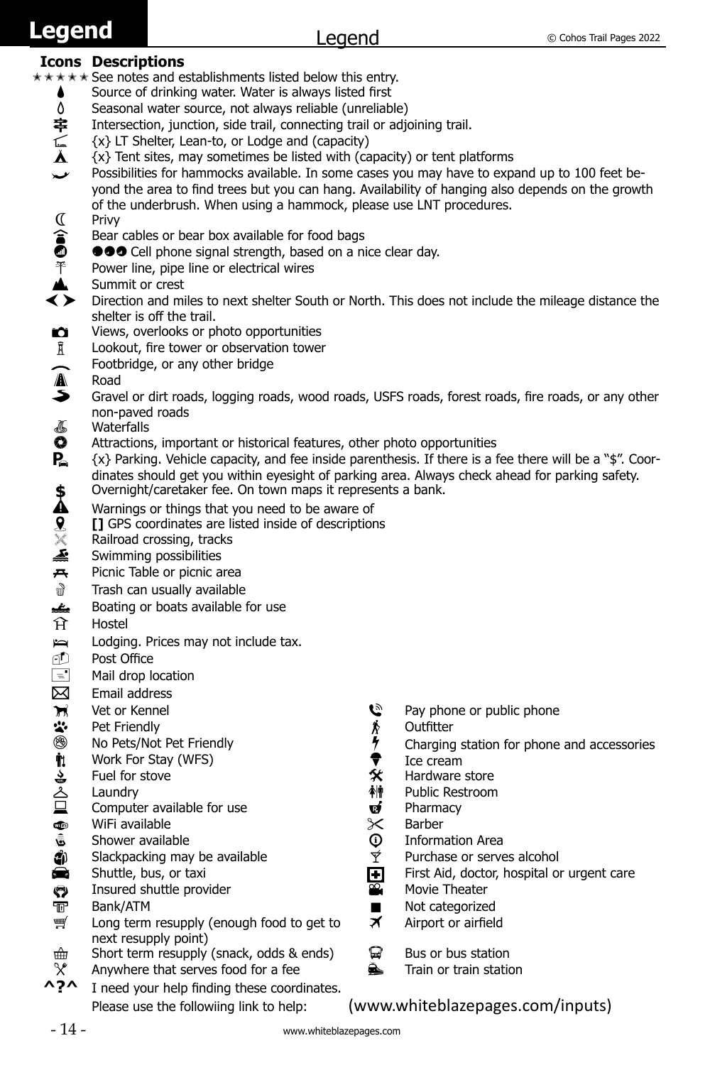# Legend

| Icons | Descriptions |
|---|---|
| ★★★★★ | See notes and establishments listed below this entry. |
| | Source of drinking water. Water is always listed first |
| | Seasonal water source, not always reliable (unreliable) |
| | Intersection, junction, side trail, connecting trail or adjoining trail. |
| | {x} LT Shelter, Lean-to, or Lodge and (capacity) |
| | {x} Tent sites, may sometimes be listed with (capacity) or tent platforms |
| | Possibilities for hammocks available. In some cases you may have to expand up to 100 feet beyond the area to find trees but you can hang. Availability of hanging also depends on the growth of the underbrush. When using a hammock, please use LNT procedures. |
| | Privy |
| | Bear cables or bear box available for food bags |
| | Cell phone signal strength, based on a nice clear day. |
| | Power line, pipe line or electrical wires |
| | Summit or crest |
| < > | Direction and miles to next shelter South or North. This does not include the mileage distance the shelter is off the trail. |
| | Views, overlooks or photo opportunities |
| | Lookout, fire tower or observation tower |
| | Footbridge, or any other bridge |
| | Road |
| | Gravel or dirt roads, logging roads, wood roads, USFS roads, forest roads, fire roads, or any other non-paved roads |
| | Waterfalls |
| | Attractions, important or historical features, other photo opportunities |
| | {x} Parking. Vehicle capacity, and fee inside parenthesis. If there is a fee there will be a "$". Coordinates should get you within eyesight of parking area. Always check ahead for parking safety. |
| $ | Overnight/caretaker fee. On town maps it represents a bank. |
| | Warnings or things that you need to be aware of |
| | **[]** GPS coordinates are listed inside of descriptions |
| | Railroad crossing, tracks |
| | Swimming possibilities |
| | Picnic Table or picnic area |
| | Trash can usually available |
| | Boating or boats available for use |
| | Hostel |
| | Lodging. Prices may not include tax. |
| | Post Office |
| | Mail drop location |
| | Email address |
| | Vet or Kennel |
| | Pet Friendly |
| | No Pets/Not Pet Friendly |
| | Work For Stay (WFS) |
| | Fuel for stove |
| | Laundry |
| | Computer available for use |
| | WiFi available |
| | Shower available |
| | Slackpacking may be available |
| | Shuttle, bus, or taxi |
| | Insured shuttle provider |
| | Bank/ATM |
| | Long term resupply (enough food to get to next resupply point) |
| | Short term resupply (snack, odds & ends) |
| | Anywhere that serves food for a fee |
| | Pay phone or public phone |
| | Outfitter |
| | Charging station for phone and accessories |
| | Ice cream |
| | Hardware store |
| | Public Restroom |
| | Pharmacy |
| | Barber |
| | Information Area |
| | Purchase or serves alcohol |
| | First Aid, doctor, hospital or urgent care |
| | Movie Theater |
| ■ | Not categorized |
| | Airport or airfield |
| | Bus or bus station |
| | Train or train station |
| ^?^ | I need your help finding these coordinates. Please use the followiing link to help: (www.whiteblazepages.com/inputs) |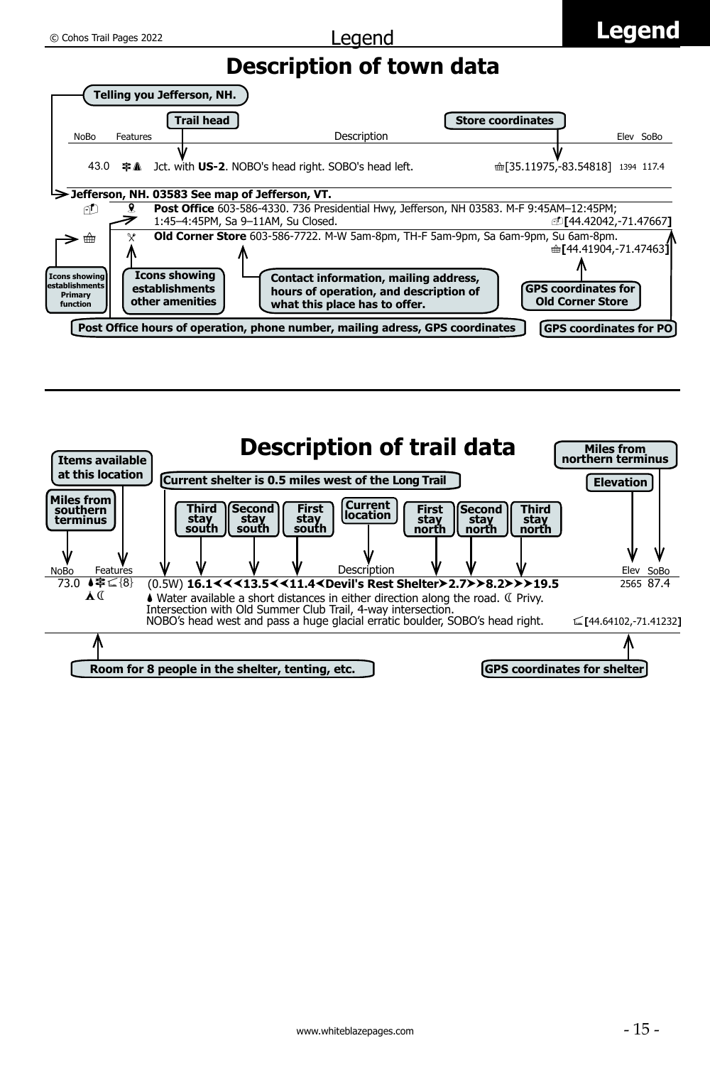# Description of town data

**Telling you Jefferson, NH.**

**Trail head**

**Store coordinates**

| NoBo | Features | Description | Elev | SoBo |
|---|---|---|---|---|
| 43.0 | | Jct. with **US-2**. NOBO's head right. SOBO's head left. [35.11975,-83.54818] | 1394 | 117.4 |

**Jefferson, NH. 03583 See map of Jefferson, VT.**

**Post Office** 603-586-4330. 736 Presidential Hwy, Jefferson, NH 03583. M-F 9:45AM–12:45PM; 1:45–4:45PM, Sa 9–11AM, Su Closed. [44.42042,-71.47667]

**Old Corner Store** 603-586-7722. M-W 5am-8pm, TH-F 5am-9pm, Sa 6am-9pm, Su 6am-8pm. [44.41904,-71.47463]

**Icons showing establishments Primary function**

**Icons showing establishments other amenities**

**Contact information, mailing address, hours of operation, and description of what this place has to offer.**

**GPS coordinates for Old Corner Store**

**Post Office hours of operation, phone number, mailing adress, GPS coordinates**

**GPS coordinates for PO**

# Description of trail data

**Items available at this location**

**Miles from southern terminus**

**Current shelter is 0.5 miles west of the Long Trail**

**Third stay south** · **Second stay south** · **First stay south** · **Current location** · **First stay north** · **Second stay north** · **Third stay north**

**Miles from northern terminus**

**Elevation**

| NoBo | Features | Description | Elev | SoBo |
|---|---|---|---|---|
| 73.0 | {8} | (0.5W) **16.1<<<13.5<<11.4<Devil's Rest Shelter>2.7>>8.2>>>19.5** Water available a short distances in either direction along the road. Privy. Intersection with Old Summer Club Trail, 4-way intersection. NOBO's head west and pass a huge glacial erratic boulder, SOBO's head right. [44.64102,-71.41232] | 2565 | 87.4 |

**Room for 8 people in the shelter, tenting, etc.**

**GPS coordinates for shelter**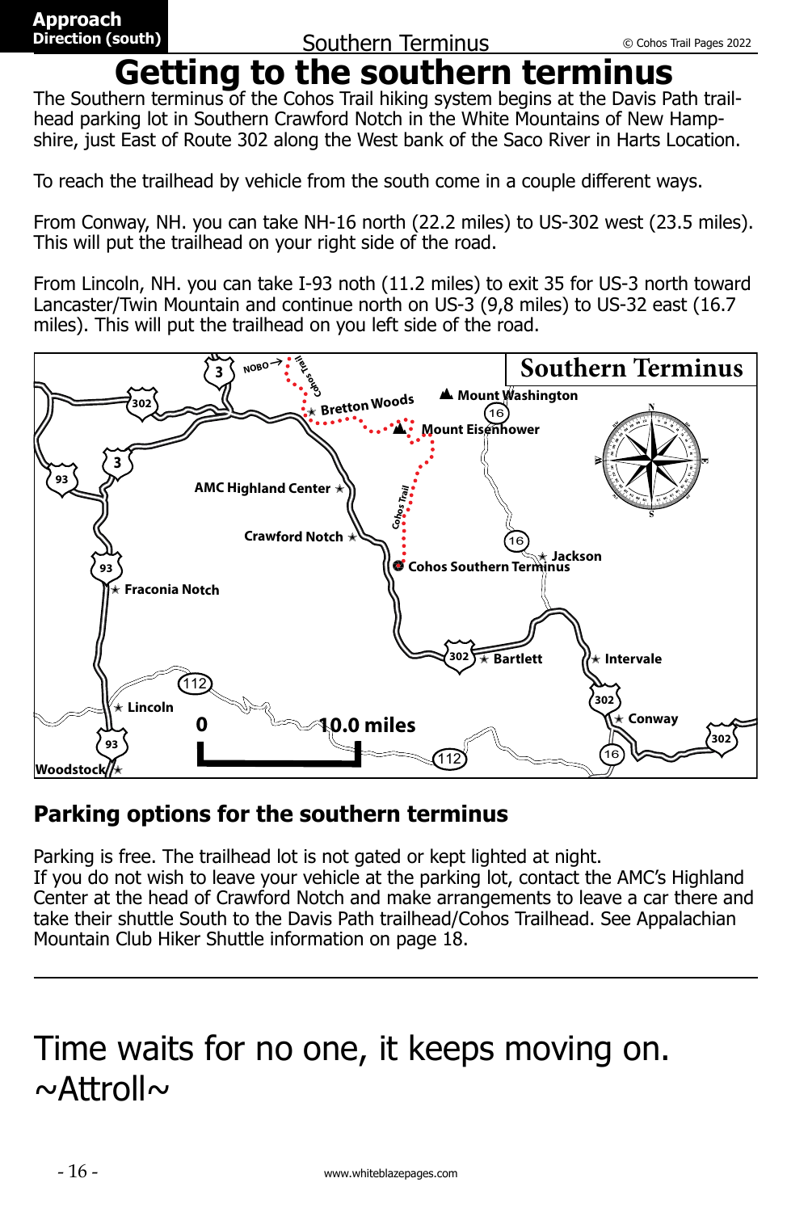# Getting to the southern terminus

The Southern terminus of the Cohos Trail hiking system begins at the Davis Path trail-head parking lot in Southern Crawford Notch in the White Mountains of New Hamp-shire, just East of Route 302 along the West bank of the Saco River in Harts Location.

To reach the trailhead by vehicle from the south come in a couple different ways.

From Conway, NH. you can take NH-16 north (22.2 miles) to US-302 west (23.5 miles). This will put the trailhead on your right side of the road.

From Lincoln, NH. you can take I-93 noth (11.2 miles) to exit 35 for US-3 north toward Lancaster/Twin Mountain and continue north on US-3 (9,8 miles) to US-32 east (16.7 miles). This will put the trailhead on you left side of the road.

## Parking options for the southern terminus

Parking is free. The trailhead lot is not gated or kept lighted at night.
If you do not wish to leave your vehicle at the parking lot, contact the AMC's Highland Center at the head of Crawford Notch and make arrangements to leave a car there and take their shuttle South to the Davis Path trailhead/Cohos Trailhead. See Appalachian Mountain Club Hiker Shuttle information on page 18.

---

Time waits for no one, it keeps moving on.
~Attroll~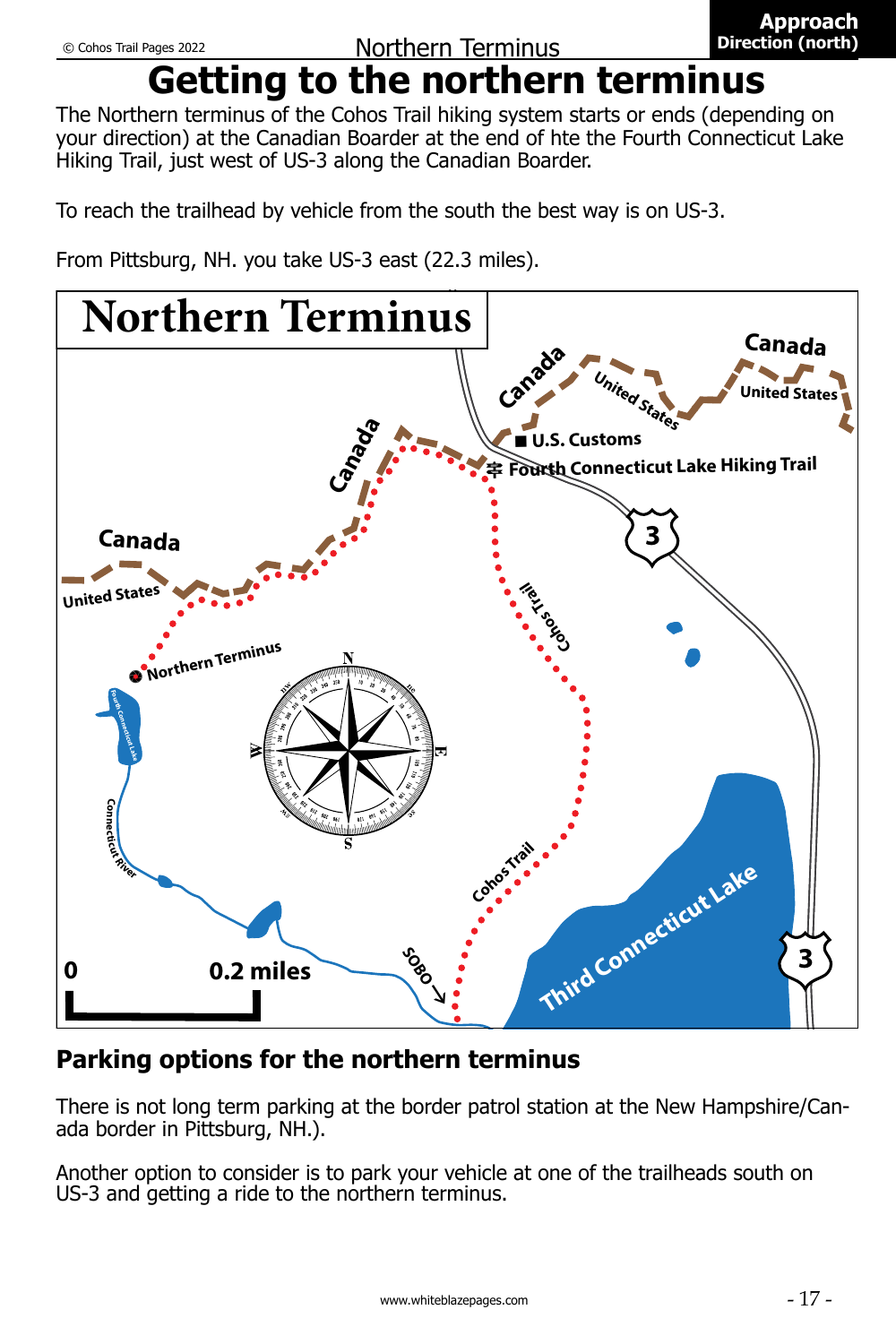# Getting to the northern terminus

The Northern terminus of the Cohos Trail hiking system starts or ends (depending on your direction) at the Canadian Boarder at the end of hte the Fourth Connecticut Lake Hiking Trail, just west of US-3 along the Canadian Boarder.

To reach the trailhead by vehicle from the south the best way is on US-3.

From Pittsburg, NH. you take US-3 east (22.3 miles).

Northern Terminus

Canada
United States
U.S. Customs
Fourth Connecticut Lake Hiking Trail
3
Northern Terminus
Fourth Connecticut Lake
Cohos Trail
Connecticut River
Third Connecticut Lake
SOBO
0 0.2 miles

## Parking options for the northern terminus

There is not long term parking at the border patrol station at the New Hampshire/Canada border in Pittsburg, NH.).

Another option to consider is to park your vehicle at one of the trailheads south on US-3 and getting a ride to the northern terminus.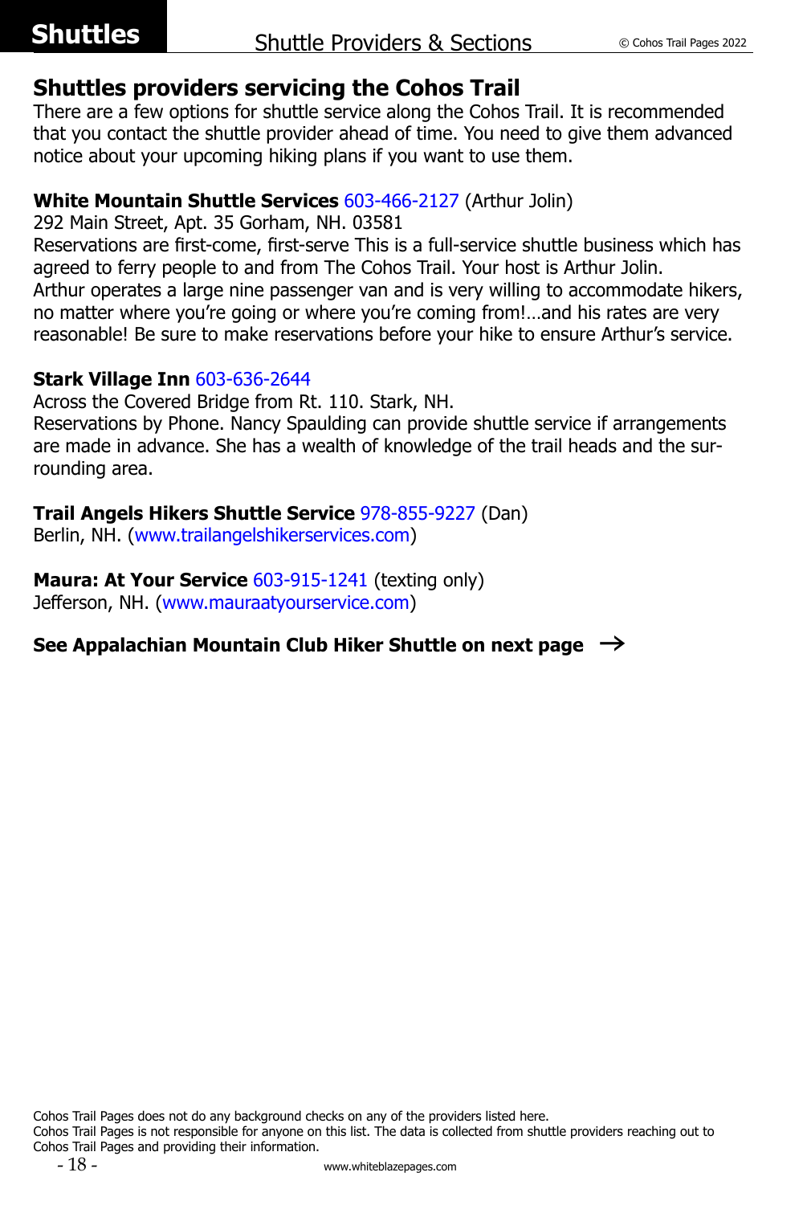## Shuttles providers servicing the Cohos Trail

There are a few options for shuttle service along the Cohos Trail. It is recommended that you contact the shuttle provider ahead of time. You need to give them advanced notice about your upcoming hiking plans if you want to use them.

**White Mountain Shuttle Services** 603-466-2127 (Arthur Jolin)
292 Main Street, Apt. 35 Gorham, NH. 03581
Reservations are first-come, first-serve This is a full-service shuttle business which has agreed to ferry people to and from The Cohos Trail. Your host is Arthur Jolin. Arthur operates a large nine passenger van and is very willing to accommodate hikers, no matter where you're going or where you're coming from!…and his rates are very reasonable! Be sure to make reservations before your hike to ensure Arthur's service.

**Stark Village Inn** 603-636-2644
Across the Covered Bridge from Rt. 110. Stark, NH.
Reservations by Phone. Nancy Spaulding can provide shuttle service if arrangements are made in advance. She has a wealth of knowledge of the trail heads and the surrounding area.

**Trail Angels Hikers Shuttle Service** 978-855-9227 (Dan)
Berlin, NH. (www.trailangelshikerservices.com)

**Maura: At Your Service** 603-915-1241 (texting only)
Jefferson, NH. (www.mauraatyourservice.com)

**See Appalachian Mountain Club Hiker Shuttle on next page** →

Cohos Trail Pages does not do any background checks on any of the providers listed here.
Cohos Trail Pages is not responsible for anyone on this list. The data is collected from shuttle providers reaching out to Cohos Trail Pages and providing their information.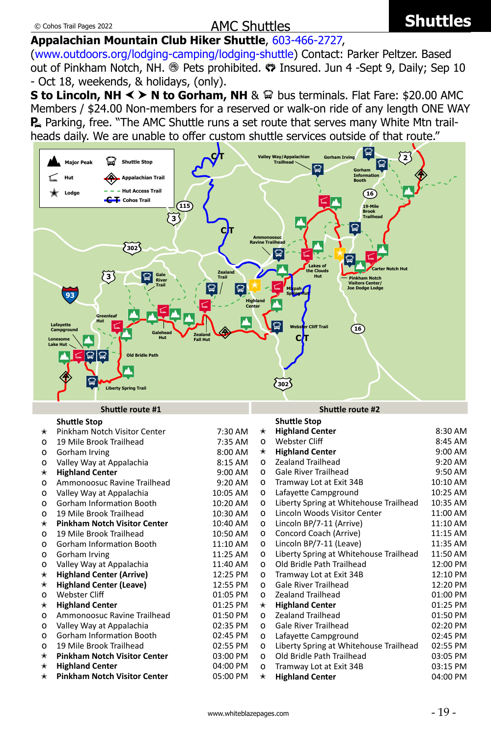# AMC Shuttles

**Appalachian Mountain Club Hiker Shuttle**, 603-466-2727, (www.outdoors.org/lodging-camping/lodging-shuttle) Contact: Parker Peltzer. Based out of Pinkham Notch, NH. Pets prohibited. Insured. Jun 4 -Sept 9, Daily; Sep 10 - Oct 18, weekends, & holidays, (only).

**S to Lincoln, NH < > N to Gorham, NH** & bus terminals. Flat Fare: $20.00 AMC Members / $24.00 Non-members for a reserved or walk-on ride of any length ONE WAY Parking, free. "The AMC Shuttle runs a set route that serves many White Mtn trailheads daily. We are unable to offer custom shuttle services outside of that route."

## Shuttle route #1

| | Shuttle Stop | |
|---|---|---|
| ★ | Pinkham Notch Visitor Center | 7:30 AM |
| o | 19 Mile Brook Trailhead | 7:35 AM |
| o | Gorham Irving | 8:00 AM |
| o | Valley Way at Appalachia | 8:15 AM |
| ★ | **Highland Center** | 9:00 AM |
| o | Ammonoosuc Ravine Trailhead | 9:20 AM |
| o | Valley Way at Appalachia | 10:05 AM |
| o | Gorham Information Booth | 10:20 AM |
| o | 19 Mile Brook Trailhead | 10:30 AM |
| ★ | **Pinkham Notch Visitor Center** | 10:40 AM |
| o | 19 Mile Brook Trailhead | 10:50 AM |
| o | Gorham Information Booth | 11:10 AM |
| o | Gorham Irving | 11:25 AM |
| o | Valley Way at Appalachia | 11:40 AM |
| ★ | **Highland Center (Arrive)** | 12:25 PM |
| ★ | **Highland Center (Leave)** | 12:55 PM |
| o | Webster Cliff | 01:05 PM |
| ★ | **Highland Center** | 01:25 PM |
| o | Ammonoosuc Ravine Trailhead | 01:50 PM |
| o | Valley Way at Appalachia | 02:35 PM |
| o | Gorham Information Booth | 02:45 PM |
| o | 19 Mile Brook Trailhead | 02:55 PM |
| ★ | **Pinkham Notch Visitor Center** | 03:00 PM |
| ★ | **Highland Center** | 04:00 PM |
| ★ | **Pinkham Notch Visitor Center** | 05:00 PM |

## Shuttle route #2

| | Shuttle Stop | |
|---|---|---|
| ★ | **Highland Center** | 8:30 AM |
| o | Webster Cliff | 8:45 AM |
| ★ | **Highland Center** | 9:00 AM |
| o | Zealand Trailhead | 9:20 AM |
| o | Gale River Trailhead | 9:50 AM |
| o | Tramway Lot at Exit 34B | 10:10 AM |
| o | Lafayette Campground | 10:25 AM |
| o | Liberty Spring at Whitehouse Trailhead | 10:35 AM |
| o | Lincoln Woods Visitor Center | 11:00 AM |
| o | Lincoln BP/7-11 (Arrive) | 11:10 AM |
| o | Concord Coach (Arrive) | 11:15 AM |
| o | Lincoln BP/7-11 (Leave) | 11:35 AM |
| o | Liberty Spring at Whitehouse Trailhead | 11:50 AM |
| o | Old Bridle Path Trailhead | 12:00 PM |
| o | Tramway Lot at Exit 34B | 12:10 PM |
| o | Gale River Trailhead | 12:20 PM |
| o | Zealand Trailhead | 01:00 PM |
| ★ | **Highland Center** | 01:25 PM |
| o | Zealand Trailhead | 01:50 PM |
| o | Gale River Trailhead | 02:20 PM |
| o | Lafayette Campground | 02:45 PM |
| o | Liberty Spring at Whitehouse Trailhead | 02:55 PM |
| o | Old Bridle Path Trailhead | 03:05 PM |
| o | Tramway Lot at Exit 34B | 03:15 PM |
| ★ | **Highland Center** | 04:00 PM |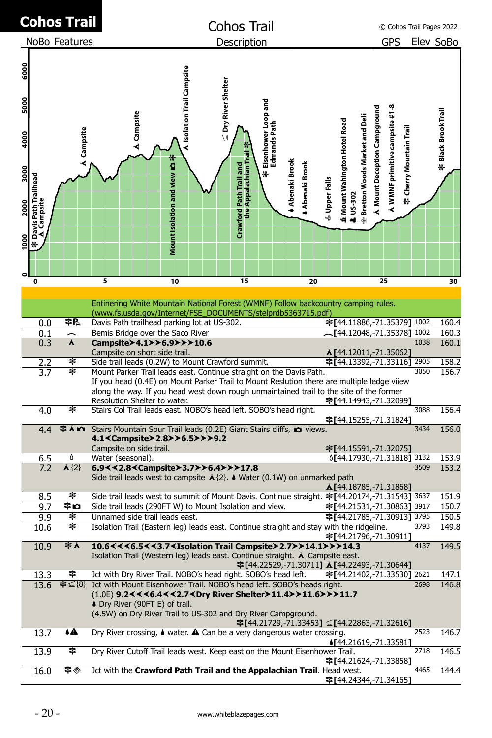# Cohos Trail

| NoBo | Features | Description | GPS | Elev | SoBo |
|---|---|---|---|---|---|
| | | Entinering White Mountain National Forest (WMNF) Follow backcountry camping rules. (www.fs.usda.gov/Internet/FSE_DOCUMENTS/stelprdb5363715.pdf) | | | |
| 0.0 | 卆P | Davis Path trailhead parking lot at US-302. | 卆[44.11886,-71.35379] | 1002 | 160.4 |
| 0.1 | ⌒ | Bemis Bridge over the Saco River | ⌒[44.12048,-71.35378] | 1002 | 160.3 |
| 0.3 | ⅄ | **Campsite➤4.1➤➤6.9➤➤➤10.6** Campsite on short side trail. | ⅄[44.12011,-71.35062] | 1038 | 160.1 |
| 2.2 | 卆 | Side trail leads (0.2W) to Mount Crawford summit. | 卆[44.13392,-71.33116] | 2905 | 158.2 |
| 3.7 | 卆 | Mount Parker Trail leads east. Continue straight on the Davis Path. If you head (0.4E) on Mount Parker Trail to Mount Reslution there are multiple ledge viiew along the way. If you head west down rough unmaintained trail to the site of the former Resolution Shelter to water. | 卆[44.14943,-71.32099] | 3050 | 156.7 |
| 4.0 | 卆 | Stairs Col Trail leads east. NOBO's head left. SOBO's head right. | 卆[44.15255,-71.31824] | 3088 | 156.4 |
| 4.4 | 卆⅄📷 | Stairs Mountain Spur Trail leads (0.2E) Giant Stairs cliffs, 📷 views. **4.1<Campsite➤2.8➤➤6.5➤➤➤9.2** Campsite on side trail. | 卆[44.15591,-71.32075] | 3434 | 156.0 |
| 6.5 | ◊ | Water (seasonal). | ◊[44.17930,-71.31818] | 3132 | 153.9 |
| 7.2 | ⅄{2} | **6.9<<2.8<Campsite➤3.7➤➤6.4➤➤➤17.8** Side trail leads west to campsite ⅄{2}. ♦ Water (0.1W) on unmarked path | ⅄[44.18785,-71.31868] | 3509 | 153.2 |
| 8.5 | 卆 | Side trail leads west to summit of Mount Davis. Continue straight. | 卆[44.20174,-71.31543] | 3637 | 151.9 |
| 9.7 | 卆📷 | Side trail leads (290FT W) to Mount Isolation and view. | 卆[44.21531,-71.30863] | 3917 | 150.7 |
| 9.9 | 卆 | Unnamed side trail leads east. | 卆[44.21785,-71.30913] | 3795 | 150.5 |
| 10.6 | 卆 | Isolation Trail (Eastern leg) leads east. Continue straight and stay with the ridgeline. | 卆[44.21796,-71.30911] | 3793 | 149.8 |
| 10.9 | 卆⅄ | **10.6<<<6.5<<3.7<Isolation Trail Campsite➤2.7➤➤14.1➤➤➤14.3** Isolation Trail (Western leg) leads east. Continue straight. ⅄ Campsite east. | 卆[44.22529,-71.30711] ⅄[44.22493,-71.30644] | 4137 | 149.5 |
| 13.3 | 卆 | Jct with Dry River Trail. NOBO's head right. SOBO's head left. | 卆[44.21402,-71.33530] | 2621 | 147.1 |
| 13.6 | 卆⊑{8} | Jct with Mount Eisenhower Trail. NOBO's head left. SOBO's heads right. (1.0E) **9.2<<<6.4<<2.7<Dry River Shelter➤11.4➤➤11.6➤➤➤11.7** ♦ Dry River (90FT E) of trail. (4.5W) on Dry River Trail to US-302 and Dry River Campground. | 卆[44.21729,-71.33453] ⊑[44.22863,-71.32616] | 2698 | 146.8 |
| 13.7 | ♦▲ | Dry River crossing, ♦ water. ▲ Can be a very dangerous water crossing. | ♦[44.21619,-71.33581] | 2523 | 146.7 |
| 13.9 | 卆 | Dry River Cutoff Trail leads west. Keep east on the Mount Eisenhower Trail. | 卆[44.21624,-71.33858] | 2718 | 146.5 |
| 16.0 | 卆◈ | Jct with the **Crawford Path Trail and the Appalachian Trail**. Head west. | 卆[44.24344,-71.34165] | 4465 | 144.4 |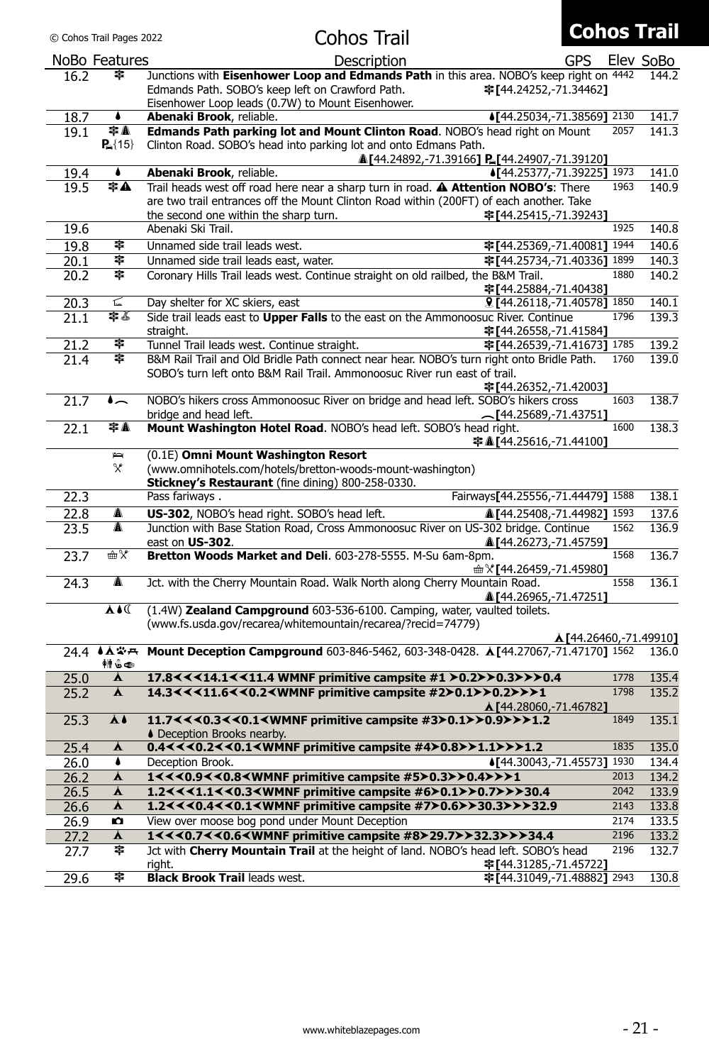# Cohos Trail

| NoBo | Features | Description | GPS | Elev | SoBo |
|---|---|---|---|---|---|
| 16.2 | | Junctions with **Eisenhower Loop and Edmands Path** in this area. NOBO's keep right on Edmands Path. SOBO's keep left on Crawford Path. Eisenhower Loop leads (0.7W) to Mount Eisenhower. | [44.24252,-71.34462] | 4442 | 144.2 |
| 18.7 | | **Abenaki Brook**, reliable. | [44.25034,-71.38569] | 2130 | 141.7 |
| 19.1 | {15} | **Edmands Path parking lot and Mount Clinton Road**. NOBO's head right on Mount Clinton Road. SOBO's head into parking lot and onto Edmans Path. | [44.24892,-71.39166] [44.24907,-71.39120] | 2057 | 141.3 |
| 19.4 | | **Abenaki Brook**, reliable. | [44.25377,-71.39225] | 1973 | 141.0 |
| 19.5 | | Trail heads west off road here near a sharp turn in road. **Attention NOBO's**: There are two trail entrances off the Mount Clinton Road within (200FT) of each another. Take the second one within the sharp turn. | [44.25415,-71.39243] | 1963 | 140.9 |
| 19.6 | | Abenaki Ski Trail. | | 1925 | 140.8 |
| 19.8 | | Unnamed side trail leads west. | [44.25369,-71.40081] | 1944 | 140.6 |
| 20.1 | | Unnamed side trail leads east, water. | [44.25734,-71.40336] | 1899 | 140.3 |
| 20.2 | | Coronary Hills Trail leads west. Continue straight on old railbed, the B&M Trail. | [44.25884,-71.40438] | 1880 | 140.2 |
| 20.3 | | Day shelter for XC skiers, east | [44.26118,-71.40578] | 1850 | 140.1 |
| 21.1 | | Side trail leads east to **Upper Falls** to the east on the Ammonoosuc River. Continue straight. | [44.26558,-71.41584] | 1796 | 139.3 |
| 21.2 | | Tunnel Trail leads west. Continue straight. | [44.26539,-71.41673] | 1785 | 139.2 |
| 21.4 | | B&M Rail Trail and Old Bridle Path connect near hear. NOBO's turn right onto Bridle Path. SOBO's turn left onto B&M Rail Trail. Ammonoosuc River run east of trail. | [44.26352,-71.42003] | 1760 | 139.0 |
| 21.7 | | NOBO's hikers cross Ammonoosuc River on bridge and head left. SOBO's hikers cross bridge and head left. | [44.25689,-71.43751] | 1603 | 138.7 |
| 22.1 | | **Mount Washington Hotel Road**. NOBO's head left. SOBO's head right. | [44.25616,-71.44100] | 1600 | 138.3 |
| | | (0.1E) **Omni Mount Washington Resort** (www.omnihotels.com/hotels/bretton-woods-mount-washington) **Stickney's Restaurant** (fine dining) 800-258-0330. | | | |
| 22.3 | | Pass fariways . | Fairways[44.25556,-71.44479] | 1588 | 138.1 |
| 22.8 | | **US-302**, NOBO's head right. SOBO's head left. | [44.25408,-71.44982] | 1593 | 137.6 |
| 23.5 | | Junction with Base Station Road, Cross Ammonoosuc River on US-302 bridge. Continue east on **US-302**. | [44.26273,-71.45759] | 1562 | 136.9 |
| 23.7 | | **Bretton Woods Market and Deli**. 603-278-5555. M-Su 6am-8pm. | [44.26459,-71.45980] | 1568 | 136.7 |
| 24.3 | | Jct. with the Cherry Mountain Road. Walk North along Cherry Mountain Road. | [44.26965,-71.47251] | 1558 | 136.1 |
| | | (1.4W) **Zealand Campground** 603-536-6100. Camping, water, vaulted toilets. (www.fs.usda.gov/recarea/whitemountain/recarea/?recid=74779) | [44.26460,-71.49910] | | |
| 24.4 | | **Mount Deception Campground** 603-846-5462, 603-348-0428. | [44.27067,-71.47170] | 1562 | 136.0 |
| 25.0 | | **17.8<<<14.1<<11.4 WMNF primitive campsite #1 >0.2>>0.3>>>0.4** | | 1778 | 135.4 |
| 25.2 | | **14.3<<<11.6<<0.2<WMNF primitive campsite #2>0.1>>0.2>>>1** | [44.28060,-71.46782] | 1798 | 135.2 |
| 25.3 | | **11.7<<<0.3<<0.1<WMNF primitive campsite #3>0.1>>0.9>>>1.2** Deception Brooks nearby. | | 1849 | 135.1 |
| 25.4 | | **0.4<<<0.2<<0.1<WMNF primitive campsite #4>0.8>>1.1>>>1.2** | | 1835 | 135.0 |
| 26.0 | | Deception Brook. | [44.30043,-71.45573] | 1930 | 134.4 |
| 26.2 | | **1<<<0.9<<0.8<WMNF primitive campsite #5>0.3>>0.4>>>1** | | 2013 | 134.2 |
| 26.5 | | **1.2<<<1.1<<0.3<WMNF primitive campsite #6>0.1>>0.7>>>30.4** | | 2042 | 133.9 |
| 26.6 | | **1.2<<<0.4<<0.1<WMNF primitive campsite #7>0.6>>30.3>>>32.9** | | 2143 | 133.8 |
| 26.9 | | View over moose bog pond under Mount Deception | | 2174 | 133.5 |
| 27.2 | | **1<<<0.7<<0.6<WMNF primitive campsite #8>29.7>>32.3>>>34.4** | | 2196 | 133.2 |
| 27.7 | | Jct with **Cherry Mountain Trail** at the height of land. NOBO's head left. SOBO's head right. | [44.31285,-71.45722] | 2196 | 132.7 |
| 29.6 | | **Black Brook Trail** leads west. | [44.31049,-71.48882] | 2943 | 130.8 |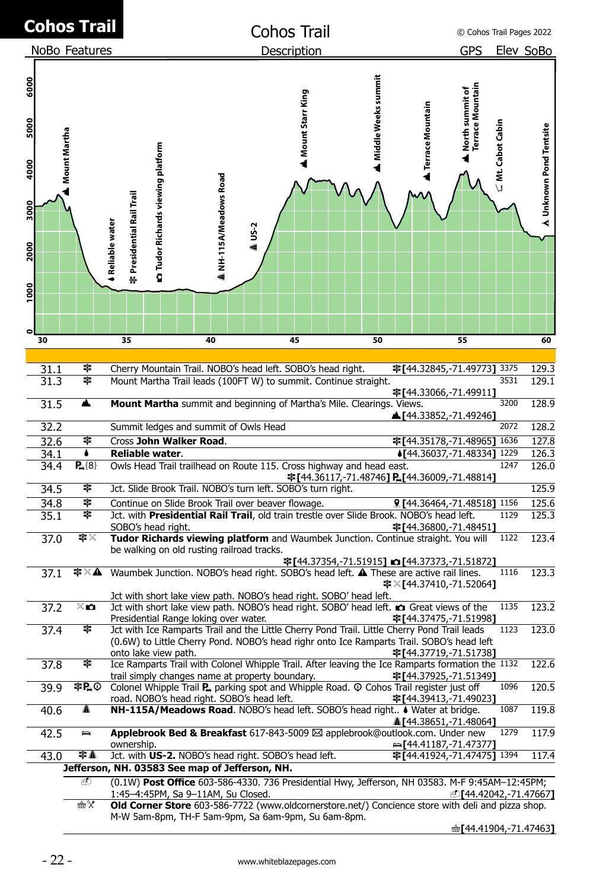# Cohos Trail

| NoBo | Features | Description | GPS | Elev | SoBo |
|---|---|---|---|---|---|
| 31.1 | ✦ | Cherry Mountain Trail. NOBO's head left. SOBO's head right. | ✦[44.32845,-71.49773] | 3375 | 129.3 |
| 31.3 | ✦ | Mount Martha Trail leads (100FT W) to summit. Continue straight. | ✦[44.33066,-71.49911] | 3531 | 129.1 |
| 31.5 | ▲ | **Mount Martha** summit and beginning of Martha's Mile. Clearings. Views. | ▲[44.33852,-71.49246] | 3200 | 128.9 |
| 32.2 | | Summit ledges and summit of Owls Head | | 2072 | 128.2 |
| 32.6 | ✦ | Cross **John Walker Road**. | ✦[44.35178,-71.48965] | 1636 | 127.8 |
| 34.1 | ♦ | **Reliable water**. | ♦[44.36037,-71.48334] | 1229 | 126.3 |
| 34.4 | P{8} | Owls Head Trail trailhead on Route 115. Cross highway and head east. | ✦[44.36117,-71.48746] P[44.36009,-71.48814] | 1247 | 126.0 |
| 34.5 | ✦ | Jct. Slide Brook Trail. NOBO's turn left. SOBO's turn right. | | | 125.9 |
| 34.8 | ✦ | Continue on Slide Brook Trail over beaver flowage. | [44.36464,-71.48518] | 1156 | 125.6 |
| 35.1 | ✦ | Jct. with **Presidential Rail Trail**, old train trestle over Slide Brook. NOBO's head left. SOBO's head right. | ✦[44.36800,-71.48451] | 1129 | 125.3 |
| 37.0 | ✦✕ | **Tudor Richards viewing platform** and Waumbek Junction. Continue straight. You will be walking on old rusting railroad tracks. | ✦[44.37354,-71.51915] [44.37373,-71.51872] | 1122 | 123.4 |
| 37.1 | ✦✕▲ | Waumbek Junction. NOBO's head right. SOBO's head left. ▲ These are active rail lines. Jct with short lake view path. NOBO's head right. SOBO' head left. | ✦✕[44.37410,-71.52064] | 1116 | 123.3 |
| 37.2 | ✕ | Jct with short lake view path. NOBO's head right. SOBO' head left. Great views of the Presidential Range loking over water. | ✦[44.37475,-71.51998] | 1135 | 123.2 |
| 37.4 | ✦ | Jct with Ice Ramparts Trail and the Little Cherry Pond Trail. Little Cherry Pond Trail leads (0.6W) to Little Cherry Pond. NOBO's head righr onto Ice Ramparts Trail. SOBO's head left onto lake view path. | ✦[44.37719,-71.51738] | 1123 | 123.0 |
| 37.8 | ✦ | Ice Ramparts Trail with Colonel Whipple Trail. After leaving the Ice Ramparts formation the trail simply changes name at property boundary. | ✦[44.37925,-71.51349] | 1132 | 122.6 |
| 39.9 | ✦P | Colonel Whipple Trail P parking spot and Whipple Road. Cohos Trail register just off road. NOBO's head right. SOBO's head left. | ✦[44.39413,-71.49023] | 1096 | 120.5 |
| 40.6 | ▲ | **NH-115A/Meadows Road**. NOBO's head left. SOBO's head right.. ♦ Water at bridge. | ▲[44.38651,-71.48064] | 1087 | 119.8 |
| 42.5 | | **Applebrook Bed & Breakfast** 617-843-5009 applebrook@outlook.com. Under new ownership. | [44.41187,-71.47377] | 1279 | 117.9 |
| 43.0 | ✦▲ | Jct. with **US-2.** NOBO's head right. SOBO's head left. | ✦[44.41924,-71.47475] | 1394 | 117.4 |

**Jefferson, NH. 03583 See map of Jefferson, NH.**

- (0.1W) **Post Office** 603-586-4330. 736 Presidential Hwy, Jefferson, NH 03583. M-F 9:45AM–12:45PM; 1:45–4:45PM, Sa 9–11AM, Su Closed. [44.42042,-71.47667]
- **Old Corner Store** 603-586-7722 (www.oldcornerstore.net/) Concience store with deli and pizza shop. M-W 5am-8pm, TH-F 5am-9pm, Sa 6am-9pm, Su 6am-8pm. [44.41904,-71.47463]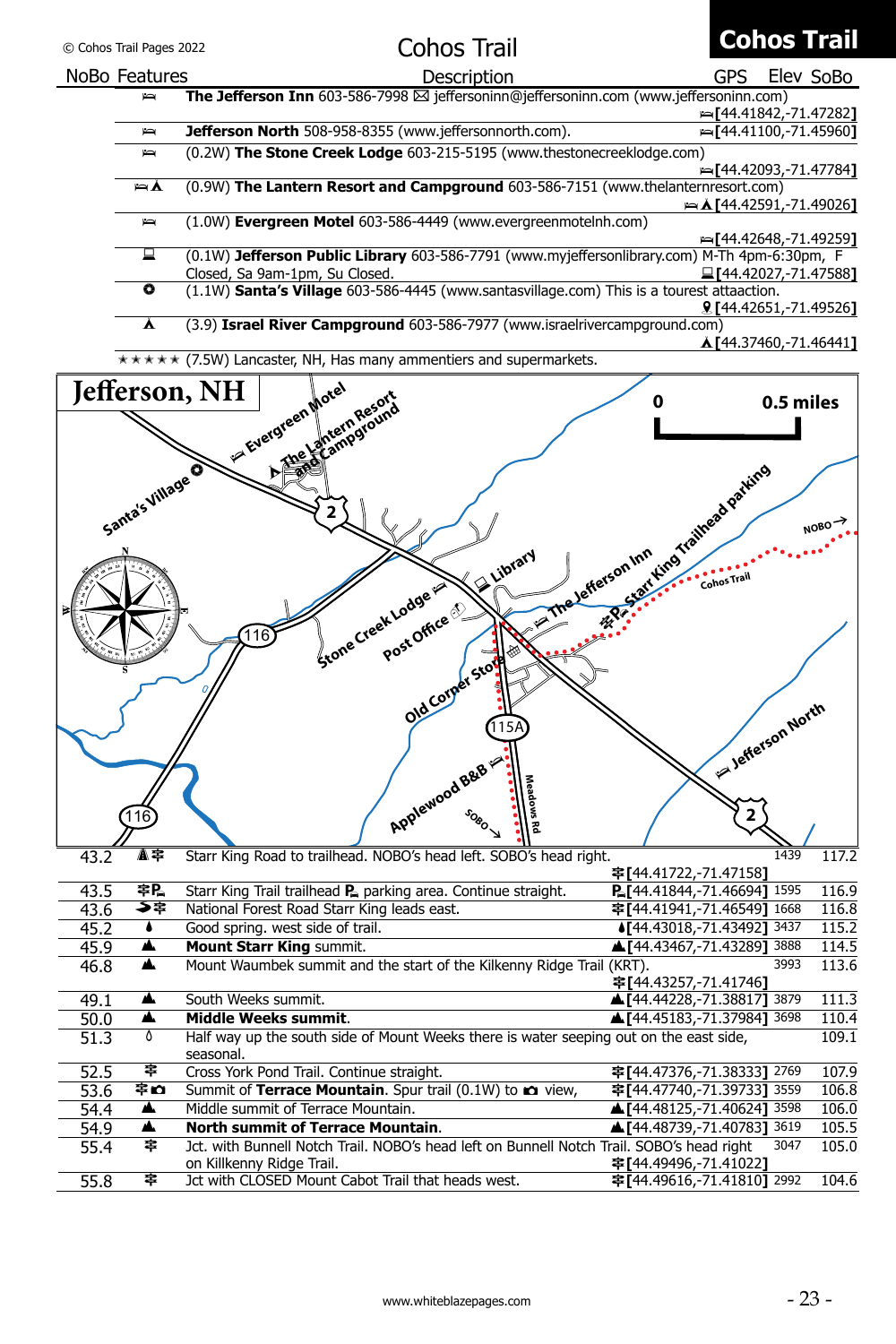# Cohos Trail

| NoBo | Features | Description | GPS | Elev | SoBo |
|---|---|---|---|---|---|
| | 🛏 | **The Jefferson Inn** 603-586-7998 ✉ jeffersoninn@jeffersoninn.com (www.jeffersoninn.com) | 🛏[44.41842,-71.47282] | | |
| | 🛏 | **Jefferson North** 508-958-8355 (www.jeffersonnorth.com). | 🛏[44.41100,-71.45960] | | |
| | 🛏 | (0.2W) **The Stone Creek Lodge** 603-215-5195 (www.thestonecreeklodge.com) | 🛏[44.42093,-71.47784] | | |
| | 🛏 ⛺ | (0.9W) **The Lantern Resort and Campground** 603-586-7151 (www.thelanternresort.com) | 🛏 ⛺[44.42591,-71.49026] | | |
| | 🛏 | (1.0W) **Evergreen Motel** 603-586-4449 (www.evergreenmotelnh.com) | 🛏[44.42648,-71.49259] | | |
| | 💻 | (0.1W) **Jefferson Public Library** 603-586-7791 (www.myjeffersonlibrary.com) M-Th 4pm-6:30pm, F Closed, Sa 9am-1pm, Su Closed. | 💻[44.42027,-71.47588] | | |
| | ⭘ | (1.1W) **Santa's Village** 603-586-4445 (www.santasvillage.com) This is a tourest attaaction. | 📍[44.42651,-71.49526] | | |
| | ⛺ | (3.9) **Israel River Campground** 603-586-7977 (www.israelrivercampground.com) | ⛺[44.37460,-71.46441] | | |
| | ★★★★★ | (7.5W) Lancaster, NH, Has many ammentiers and supermarkets. | | | |

Jefferson, NH

0 0.5 miles

Evergreen Motel
The Lantern Resort and Campground
Santa's Village
2
116
Stone Creek Lodge
Post Office
Library
The Jefferson Inn
Starr King Trailhead parking
Cohos Trail
NOBO
Old Corner Store
115A
Applewood B&B
SOBO
Meadows Rd
Jefferson North
116
2

| NoBo | Features | Description | GPS | Elev | SoBo |
|---|---|---|---|---|---|
| 43.2 | ⛺ 🚸 | Starr King Road to trailhead. NOBO's head left. SOBO's head right. | 🚸[44.41722,-71.47158] | 1439 | 117.2 |
| 43.5 | 🚸 P | Starr King Trail trailhead P parking area. Continue straight. | P[44.41844,-71.46694] | 1595 | 116.9 |
| 43.6 | ➔ 🚸 | National Forest Road Starr King leads east. | 🚸[44.41941,-71.46549] | 1668 | 116.8 |
| 45.2 | 💧 | Good spring. west side of trail. | 💧[44.43018,-71.43492] | 3437 | 115.2 |
| 45.9 | ▲ | **Mount Starr King** summit. | ▲[44.43467,-71.43289] | 3888 | 114.5 |
| 46.8 | ▲ | Mount Waumbek summit and the start of the Kilkenny Ridge Trail (KRT). | 🚸[44.43257,-71.41746] | 3993 | 113.6 |
| 49.1 | ▲ | South Weeks summit. | ▲[44.44228,-71.38817] | 3879 | 111.3 |
| 50.0 | ▲ | **Middle Weeks summit**. | ▲[44.45183,-71.37984] | 3698 | 110.4 |
| 51.3 | 💧 | Half way up the south side of Mount Weeks there is water seeping out on the east side, seasonal. | | | 109.1 |
| 52.5 | 🚸 | Cross York Pond Trail. Continue straight. | 🚸[44.47376,-71.38333] | 2769 | 107.9 |
| 53.6 | 🚸 📷 | Summit of **Terrace Mountain**. Spur trail (0.1W) to 📷 view, | 🚸[44.47740,-71.39733] | 3559 | 106.8 |
| 54.4 | ▲ | Middle summit of Terrace Mountain. | ▲[44.48125,-71.40624] | 3598 | 106.0 |
| 54.9 | ▲ | **North summit of Terrace Mountain**. | ▲[44.48739,-71.40783] | 3619 | 105.5 |
| 55.4 | 🚸 | Jct. with Bunnell Notch Trail. NOBO's head left on Bunnell Notch Trail. SOBO's head right on Killkenny Ridge Trail. | 🚸[44.49496,-71.41022] | 3047 | 105.0 |
| 55.8 | 🚸 | Jct with CLOSED Mount Cabot Trail that heads west. | 🚸[44.49616,-71.41810] | 2992 | 104.6 |